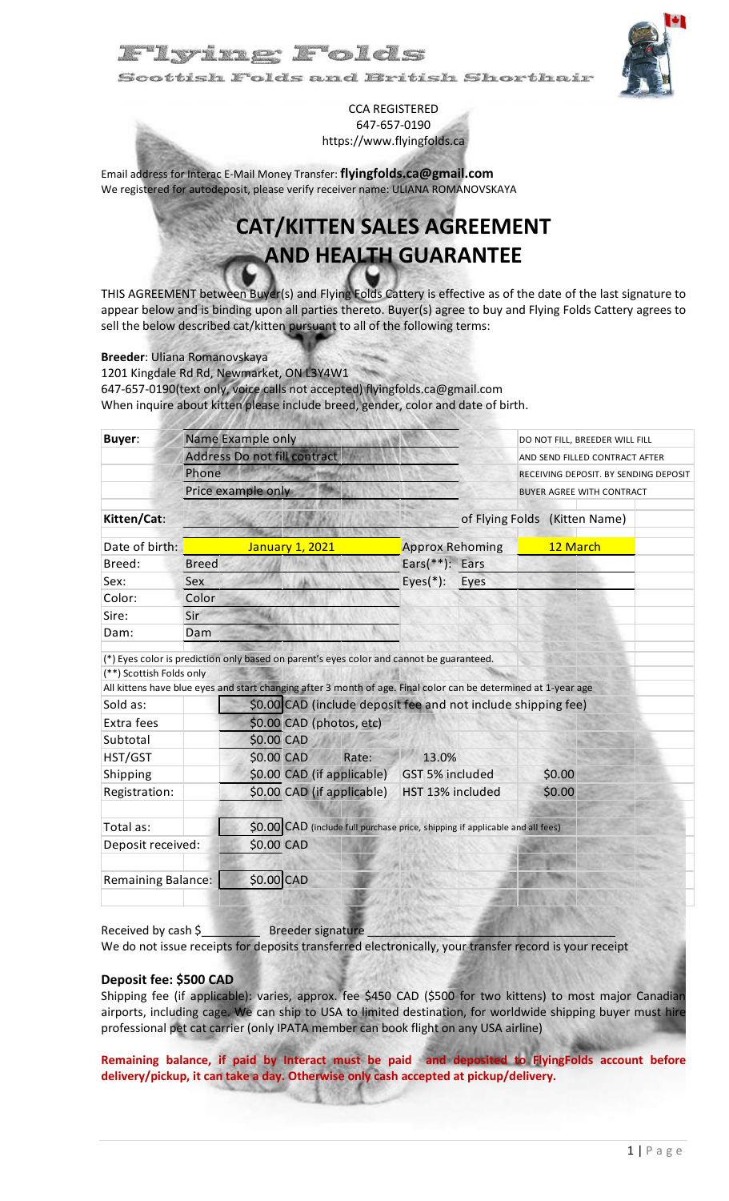# Flying Folds

Scottish Folds and British Shorthair

CCA REGISTERED
647-657-0190
https://www.flyingfolds.ca

Email address for Interac E-Mail Money Transfer: **flyingfolds.ca@gmail.com**
We registered for autodeposit, please verify receiver name: ULIANA ROMANOVSKAYA

## CAT/KITTEN SALES AGREEMENT AND HEALTH GUARANTEE

THIS AGREEMENT between Buyer(s) and Flying Folds Cattery is effective as of the date of the last signature to appear below and is binding upon all parties thereto. Buyer(s) agree to buy and Flying Folds Cattery agrees to sell the below described cat/kitten pursuant to all of the following terms:

**Breeder**: Uliana Romanovskaya
1201 Kingdale Rd Rd, Newmarket, ON L3Y4W1
647-657-0190(text only, voice calls not accepted) flyingfolds.ca@gmail.com
When inquire about kitten please include breed, gender, color and date of birth.

| | | | |
|---|---|---|---|
| **Buyer**: | Name Example only | | DO NOT FILL, BREEDER WILL FILL |
| | Address Do not fill contract | | AND SEND FILLED CONTRACT AFTER |
| | Phone | | RECEIVING DEPOSIT. BY SENDING DEPOSIT |
| | Price example only | | BUYER AGREE WITH CONTRACT |

| | | | |
|---|---|---|---|
| **Kitten/Cat**: | | of Flying Folds | (Kitten Name) |
| Date of birth: | January 1, 2021 | Approx Rehoming | 12 March |
| Breed: | Breed | Ears(**): | Ears |
| Sex: | Sex | Eyes(*): | Eyes |
| Color: | Color | | |
| Sire: | Sir | | |
| Dam: | Dam | | |

(*) Eyes color is prediction only based on parent's eyes color and cannot be guaranteed.
(**) Scottish Folds only
All kittens have blue eyes and start changing after 3 month of age. Final color can be determined at 1-year age

| | | | |
|---|---|---|---|
| Sold as: | $0.00 CAD (include deposit fee and not include shipping fee) | | |
| Extra fees | $0.00 CAD (photos, etc) | | |
| Subtotal | $0.00 CAD | | |
| HST/GST | $0.00 CAD | Rate: 13.0% | |
| Shipping | $0.00 CAD (if applicable) | GST 5% included | $0.00 |
| Registration: | $0.00 CAD (if applicable) | HST 13% included | $0.00 |
| Total as: | $0.00 CAD (include full purchase price, shipping if applicable and all fees) | | |
| Deposit received: | $0.00 CAD | | |
| Remaining Balance: | $0.00 CAD | | |

Received by cash $________ Breeder signature ________________________________

We do not issue receipts for deposits transferred electronically, your transfer record is your receipt

**Deposit fee: $500 CAD**

Shipping fee (if applicable): varies, approx. fee $450 CAD ($500 for two kittens) to most major Canadian airports, including cage. We can ship to USA to limited destination, for worldwide shipping buyer must hire professional pet cat carrier (only IPATA member can book flight on any USA airline)

**Remaining balance, if paid by Interact must be paid and deposited to FlyingFolds account before delivery/pickup, it can take a day. Otherwise only cash accepted at pickup/delivery.**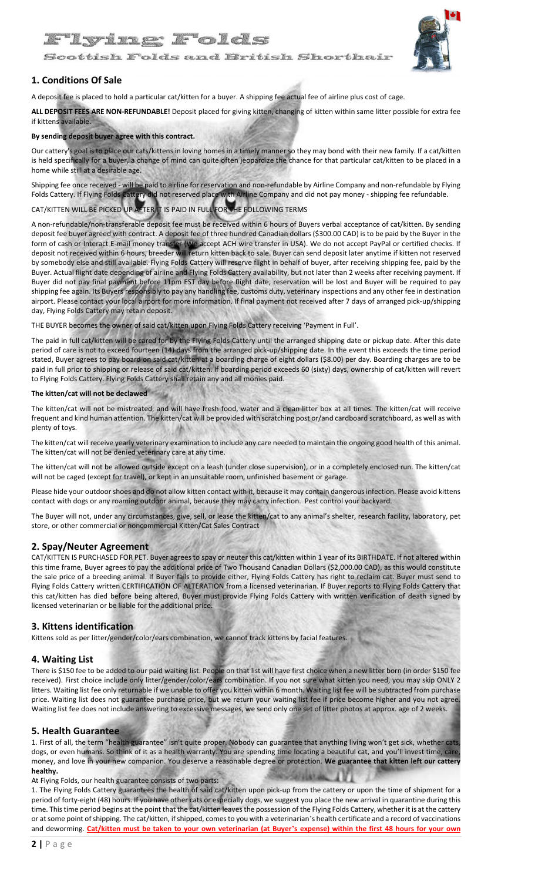# Flying Folds

Scottish Folds and British Shorthair

## 1. Conditions Of Sale

A deposit fee is placed to hold a particular cat/kitten for a buyer. A shipping fee actual fee of airline plus cost of cage.

**ALL DEPOSIT FEES ARE NON-REFUNDABLE!** Deposit placed for giving kitten, changing of kitten within same litter possible for extra fee if kittens available.

**By sending deposit buyer agree with this contract.**

Our cattery's goal is to place our cats/kittens in loving homes in a timely manner so they may bond with their new family. If a cat/kitten is held specifically for a buyer, a change of mind can quite often jeopardize the chance for that particular cat/kitten to be placed in a home while still at a desirable age.

Shipping fee once received - will be paid to airline for reservation and non-refundable by Airline Company and non-refundable by Flying Folds Cattery. If Flying Folds Cattery did not reserved place with Airline Company and did not pay money - shipping fee refundable.

CAT/KITTEN WILL BE PICKED UP AFTER IT IS PAID IN FULL FOR THE FOLLOWING TERMS

A non-refundable/non-transferable deposit fee must be received within 6 hours of Buyers verbal acceptance of cat/kitten. By sending deposit fee buyer agreed with contract. A deposit fee of three hundred Canadian dollars ($300.00 CAD) is to be paid by the Buyer in the form of cash or Interact E-mail money transfer (We accept ACH wire transfer in USA). We do not accept PayPal or certified checks. If deposit not received within 6 hours, breeder will return kitten back to sale. Buyer can send deposit later anytime if kitten not reserved by somebody else and still available. Flying Folds Cattery will reserve flight in behalf of buyer, after receiving shipping fee, paid by the Buyer. Actual flight date depending of airline and Flying Folds Cattery availability, but not later than 2 weeks after receiving payment. If Buyer did not pay final payment before 11pm EST day before flight date, reservation will be lost and Buyer will be required to pay shipping fee again. Its Buyers responsibly to pay any handling fee, customs duty, veterinary inspections and any other fee in destination airport. Please contact your local airport for more information. If final payment not received after 7 days of arranged pick-up/shipping day, Flying Folds Cattery may retain deposit.

THE BUYER becomes the owner of said cat/kitten upon Flying Folds Cattery receiving 'Payment in Full'.

The paid in full cat/kitten will be cared for by the Flying Folds Cattery until the arranged shipping date or pickup date. After this date period of care is not to exceed fourteen (14) days from the arranged pick-up/shipping date. In the event this exceeds the time period stated, Buyer agrees to pay board on said cat/kitten at a boarding charge of eight dollars ($8.00) per day. Boarding charges are to be paid in full prior to shipping or release of said cat/kitten. If boarding period exceeds 60 (sixty) days, ownership of cat/kitten will revert to Flying Folds Cattery. Flying Folds Cattery shall retain any and all monies paid.

**The kitten/cat will not be declawed**

The kitten/cat will not be mistreated, and will have fresh food, water and a clean litter box at all times. The kitten/cat will receive frequent and kind human attention. The kitten/cat will be provided with scratching post or/and cardboard scratchboard, as well as with plenty of toys.

The kitten/cat will receive yearly veterinary examination to include any care needed to maintain the ongoing good health of this animal. The kitten/cat will not be denied veterinary care at any time.

The kitten/cat will not be allowed outside except on a leash (under close supervision), or in a completely enclosed run. The kitten/cat will not be caged (except for travel), or kept in an unsuitable room, unfinished basement or garage.

Please hide your outdoor shoes and do not allow kitten contact with it, because it may contain dangerous infection. Please avoid kittens contact with dogs or any roaming outdoor animal, because they may carry infection. Pest control your backyard.

The Buyer will not, under any circumstances, give, sell, or lease the kitten/cat to any animal's shelter, research facility, laboratory, pet store, or other commercial or noncommercial Kitten/Cat Sales Contract

## 2. Spay/Neuter Agreement

CAT/KITTEN IS PURCHASED FOR PET. Buyer agrees to spay or neuter this cat/kitten within 1 year of its BIRTHDATE. If not altered within this time frame, Buyer agrees to pay the additional price of Two Thousand Canadian Dollars ($2,000.00 CAD), as this would constitute the sale price of a breeding animal. If Buyer fails to provide either, Flying Folds Cattery has right to reclaim cat. Buyer must send to Flying Folds Cattery written CERTIFICATION OF ALTERATION from a licensed veterinarian. If Buyer reports to Flying Folds Cattery that this cat/kitten has died before being altered, Buyer must provide Flying Folds Cattery with written verification of death signed by licensed veterinarian or be liable for the additional price.

## 3. Kittens identification

Kittens sold as per litter/gender/color/ears combination, we cannot track kittens by facial features.

## 4. Waiting List

There is $150 fee to be added to our paid waiting list. People on that list will have first choice when a new litter born (in order $150 fee received). First choice include only litter/gender/color/ears combination. If you not sure what kitten you need, you may skip ONLY 2 litters. Waiting list fee only returnable if we unable to offer you kitten within 6 month. Waiting list fee will be subtracted from purchase price. Waiting list does not guarantee purchase price, but we return your waiting list fee if price become higher and you not agree. Waiting list fee does not include answering to excessive messages, we send only one set of litter photos at approx. age of 2 weeks.

## 5. Health Guarantee

1. First of all, the term "health guarantee" isn't quite proper. Nobody can guarantee that anything living won't get sick, whether cats, dogs, or even humans. So think of it as a health warranty. You are spending time locating a beautiful cat, and you'll invest time, care, money, and love in your new companion. You deserve a reasonable degree or protection. **We guarantee that kitten left our cattery healthy.**

At Flying Folds, our health guarantee consists of two parts:

1. The Flying Folds Cattery guarantees the health of said cat/kitten upon pick-up from the cattery or upon the time of shipment for a period of forty-eight (48) hours. If you have other cats or especially dogs, we suggest you place the new arrival in quarantine during this time. This time period begins at the point that the cat/kitten leaves the possession of the Flying Folds Cattery, whether it is at the cattery or at some point of shipping. The cat/kitten, if shipped, comes to you with a veterinarian's health certificate and a record of vaccinations and deworming. **Cat/kitten must be taken to your own veterinarian (at Buyer's expense) within the first 48 hours for your own**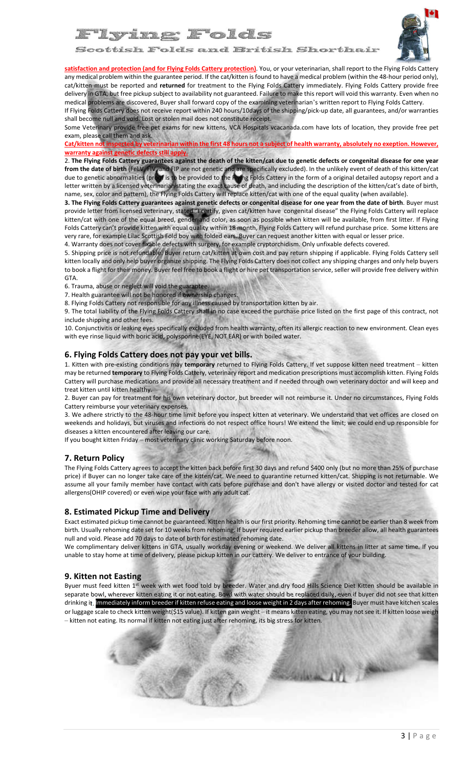**satisfaction and protection (and for Flying Folds Cattery protection)**. You, or your veterinarian, shall report to the Flying Folds Cattery any medical problem within the guarantee period. If the cat/kitten is found to have a medical problem (within the 48-hour period only), cat/kitten must be reported and **returned** for treatment to the Flying Folds Cattery immediately. Flying Folds Cattery provide free delivery in GTA, but free pickup subject to availability not guaranteed. Failure to make this report will void this warranty. Even when no medical problems are discovered, Buyer shall forward copy of the examining veterinarian's written report to Flying Folds Cattery.

If Flying Folds Cattery does not receive report within 240 hours/10days of the shipping/pick-up date, all guarantees, and/or warranties shall become null and void. Lost or stolen mail does not constitute receipt.

Some Veterinary provide free pet exams for new kittens, VCA Hospitals vcacanada.com have lots of location, they provide free pet exam, please call them and ask.

**Cat/kitten not inspected by veterinarian within the first 48 hours not a subject of health warranty, absolutely no exeption. However, warranty against genetic defects still apply.**

2. **The Flying Folds Cattery guarantees against the death of the kitten/cat due to genetic defects or congenital disease for one year from the date of birth** (FeLV, FIV, and FIP are not genetic and are specifically excluded). In the unlikely event of death of this kitten/cat due to genetic abnormalities (proof is to be provided to the Flying Folds Cattery in the form of a original detailed autopsy report and a letter written by a licensed veterinarian stating the exact cause of death, and including the description of the kitten/cat's date of birth, name, sex, color and pattern), the Flying Folds Cattery will replace kitten/cat with one of the equal quality (when available).

3. **The Flying Folds Cattery guarantees against genetic defects or congenital disease for one year from the date of birth**. Buyer must provide letter from licensed veterinary, stated "I certify, given cat/kitten have congenital disease" the Flying Folds Cattery will replace kitten/cat with one of the equal breed, gender and color, as soon as possible when kitten will be available, from first litter. If Flying Folds Cattery can't provide kitten with equal quality within 18 month, Flying Folds Cattery will refund purchase price. Some kittens are very rare, for example Lilac Scottish Fold boy with folded ears. Buyer can request another kitten with equal or lesser price.

4. Warranty does not cover fixable defects with surgery, for example cryptorchidism. Only unfixable defects covered.

5. Shipping price is not refundable. Buyer return cat/kitten at own cost and pay return shipping if applicable. Flying Folds Cattery sell kitten locally and only help buyer organize shipping. The Flying Folds Cattery does not collect any shipping charges and only help buyers to book a flight for their money. Buyer feel free to book a flight or hire pet transportation service, seller will provide free delivery within GTA.

6. Trauma, abuse or neglect will void the guarantee.

7. Health guarantee will not be honored if ownership changes.

8. Flying Folds Cattery not responsible for any illness caused by transportation kitten by air.

9. The total liability of the Flying Folds Cattery shall in no case exceed the purchase price listed on the first page of this contract, not include shipping and other fees.

10. Conjunctivitis or leaking eyes specifically excluded from health warranty, often its allergic reaction to new environment. Clean eyes with eye rinse liquid with boric acid, polysporine(EYE, NOT EAR) or with boiled water.

## 6. Flying Folds Cattery does not pay your vet bills.

1. Kitten with pre-existing conditions may **temporary** returned to Flying Folds Cattery. If vet suppose kitten need treatment – kitten may be returned **temporary** to Flying Folds Cattery, veterinary report and medication prescriptions must accomplish kitten. Flying Folds Cattery will purchase medications and provide all necessary treatment and if needed through own veterinary doctor and will keep and treat kitten until kitten healthy.

2. Buyer can pay for treatment for his own veterinary doctor, but breeder will not reimburse it. Under no circumstances, Flying Folds Cattery reimburse your veterinary expenses.

3. We adhere strictly to the 48-hour time limit before you inspect kitten at veterinary. We understand that vet offices are closed on weekends and holidays, but viruses and infections do not respect office hours! We extend the limit; we could end up responsible for diseases a kitten encountered after leaving our care.

If you bought kitten Friday – most veterinary clinic working Saturday before noon.

## 7. Return Policy

The Flying Folds Cattery agrees to accept the kitten back before first 30 days and refund $400 only (but no more than 25% of purchase price) if Buyer can no longer take care of the kitten/cat. We need to quarantine returned kitten/cat. Shipping is not returnable. We assume all your family member have contact with cats before purchase and don't have allergy or visited doctor and tested for cat allergens(OHIP covered) or even wipe your face with any adult cat.

## 8. Estimated Pickup Time and Delivery

Exact estimated pickup time cannot be guaranteed. Kitten health is our first priority. Rehoming time cannot be earlier than 8 week from birth. Usually rehoming date set for 10 weeks from rehoming. If buyer required earlier pickup than breeder allow, all health guarantees null and void. Please add 70 days to date of birth for estimated rehoming date.

We complimentary deliver kittens in GTA, usually workday evening or weekend. We deliver all kittens in litter at same time. If you unable to stay home at time of delivery, please pickup kitten in our cattery. We deliver to entrance of your building.

## 9. Kitten not Easting

Byuer must feed kitten 1st week with wet food told by breeder. Water and dry food Hills Science Diet Kitten should be available in separate bowl, wherever kitten eating it or not eating. Bowl with water should be replaced daily, even if buyer did not see that kitten drinking it. Immediately inform breeder if kitten refuse eating and loose weight in 2 days after rehoming. Buyer must have kitchen scales or luggage scale to check kitten weight($15 value). If kitten gain weight – it means kitten eating, you may not see it. If kitten loose weigh – kitten not eating. Its normal if kitten not eating just after rehoming, its big stress for kitten.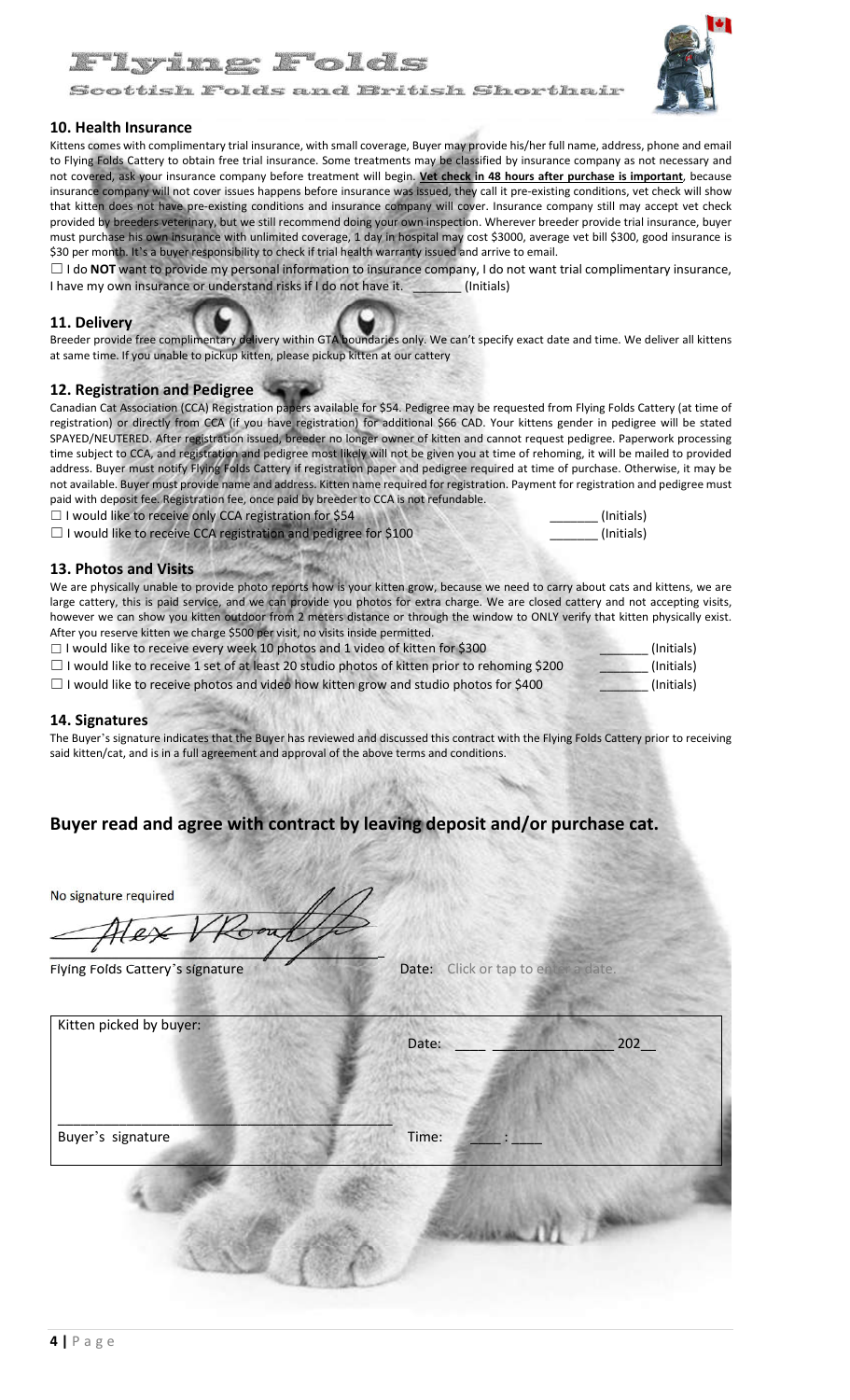## 10. Health Insurance

Kittens comes with complimentary trial insurance, with small coverage, Buyer may provide his/her full name, address, phone and email to Flying Folds Cattery to obtain free trial insurance. Some treatments may be classified by insurance company as not necessary and not covered, ask your insurance company before treatment will begin. **Vet check in 48 hours after purchase is important**, because insurance company will not cover issues happens before insurance was issued, they call it pre-existing conditions, vet check will show that kitten does not have pre-existing conditions and insurance company will cover. Insurance company still may accept vet check provided by breeders veterinary, but we still recommend doing your own inspection. Wherever breeder provide trial insurance, buyer must purchase his own insurance with unlimited coverage, 1 day in hospital may cost $3000, average vet bill $300, good insurance is $30 per month. It's a buyer responsibility to check if trial health warranty issued and arrive to email.

☐ I do **NOT** want to provide my personal information to insurance company, I do not want trial complimentary insurance, I have my own insurance or understand risks if I do not have it. _______ (Initials)

## 11. Delivery

Breeder provide free complimentary delivery within GTA boundaries only. We can't specify exact date and time. We deliver all kittens at same time. If you unable to pickup kitten, please pickup kitten at our cattery

## 12. Registration and Pedigree

Canadian Cat Association (CCA) Registration papers available for $54. Pedigree may be requested from Flying Folds Cattery (at time of registration) or directly from CCA (if you have registration) for additional $66 CAD. Your kittens gender in pedigree will be stated SPAYED/NEUTERED. After registration issued, breeder no longer owner of kitten and cannot request pedigree. Paperwork processing time subject to CCA, and registration and pedigree most likely will not be given you at time of rehoming, it will be mailed to provided address. Buyer must notify Flying Folds Cattery if registration paper and pedigree required at time of purchase. Otherwise, it may be not available. Buyer must provide name and address. Kitten name required for registration. Payment for registration and pedigree must paid with deposit fee. Registration fee, once paid by breeder to CCA is not refundable.

☐ I would like to receive only CCA registration for $54 _______ (Initials)

☐ I would like to receive CCA registration and pedigree for $100 _______ (Initials)

## 13. Photos and Visits

We are physically unable to provide photo reports how is your kitten grow, because we need to carry about cats and kittens, we are large cattery, this is paid service, and we can provide you photos for extra charge. We are closed cattery and not accepting visits, however we can show you kitten outdoor from 2 meters distance or through the window to ONLY verify that kitten physically exist. After you reserve kitten we charge $500 per visit, no visits inside permitted.

☐ I would like to receive every week 10 photos and 1 video of kitten for $300 _______ (Initials)

☐ I would like to receive 1 set of at least 20 studio photos of kitten prior to rehoming $200 _______ (Initials)

☐ I would like to receive photos and video how kitten grow and studio photos for $400 _______ (Initials)

## 14. Signatures

The Buyer's signature indicates that the Buyer has reviewed and discussed this contract with the Flying Folds Cattery prior to receiving said kitten/cat, and is in a full agreement and approval of the above terms and conditions.

## Buyer read and agree with contract by leaving deposit and/or purchase cat.

No signature required

Alex VRont

Flying Folds Cattery's signature Date: Click or tap to enter a date.

Kitten picked by buyer: Date: ____ ______________ 202__

_______________________________

Buyer's signature Time: ____:____